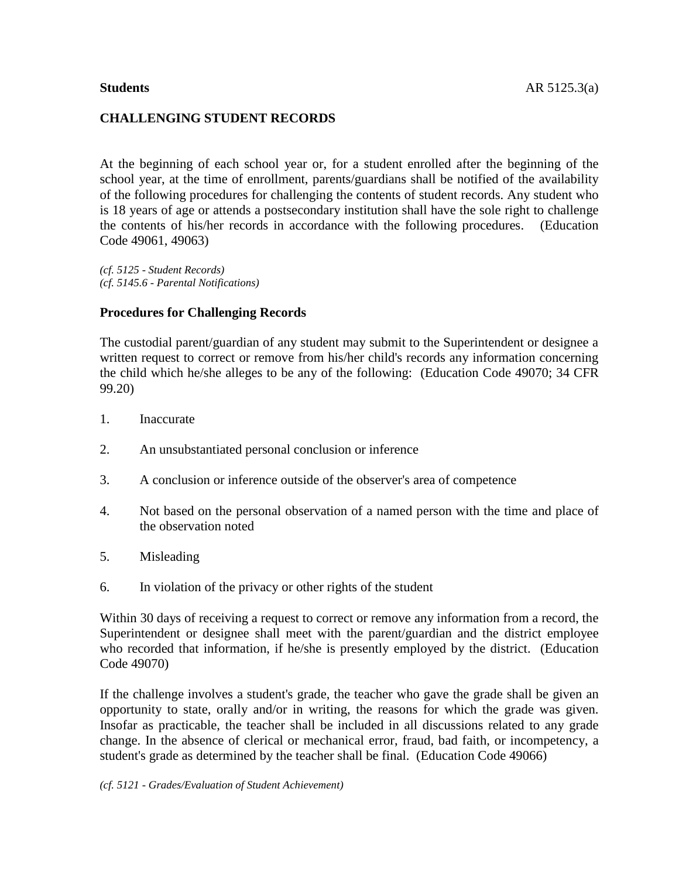**Students** AR 5125.3(a)

## CHALLENGING STUDENT RECORDS

At the beginning of each school year or, for a student enrolled after the beginning of the school year, at the time of enrollment, parents/guardians shall be notified of the availability of the following procedures for challenging the contents of student records. Any student who is 18 years of age or attends a postsecondary institution shall have the sole right to challenge the contents of his/her records in accordance with the following procedures. (Education Code 49061, 49063)

*(cf. 5125 - Student Records)*
*(cf. 5145.6 - Parental Notifications)*

### Procedures for Challenging Records

The custodial parent/guardian of any student may submit to the Superintendent or designee a written request to correct or remove from his/her child's records any information concerning the child which he/she alleges to be any of the following: (Education Code 49070; 34 CFR 99.20)

1. Inaccurate
2. An unsubstantiated personal conclusion or inference
3. A conclusion or inference outside of the observer's area of competence
4. Not based on the personal observation of a named person with the time and place of the observation noted
5. Misleading
6. In violation of the privacy or other rights of the student

Within 30 days of receiving a request to correct or remove any information from a record, the Superintendent or designee shall meet with the parent/guardian and the district employee who recorded that information, if he/she is presently employed by the district. (Education Code 49070)

If the challenge involves a student's grade, the teacher who gave the grade shall be given an opportunity to state, orally and/or in writing, the reasons for which the grade was given. Insofar as practicable, the teacher shall be included in all discussions related to any grade change. In the absence of clerical or mechanical error, fraud, bad faith, or incompetency, a student's grade as determined by the teacher shall be final. (Education Code 49066)

*(cf. 5121 - Grades/Evaluation of Student Achievement)*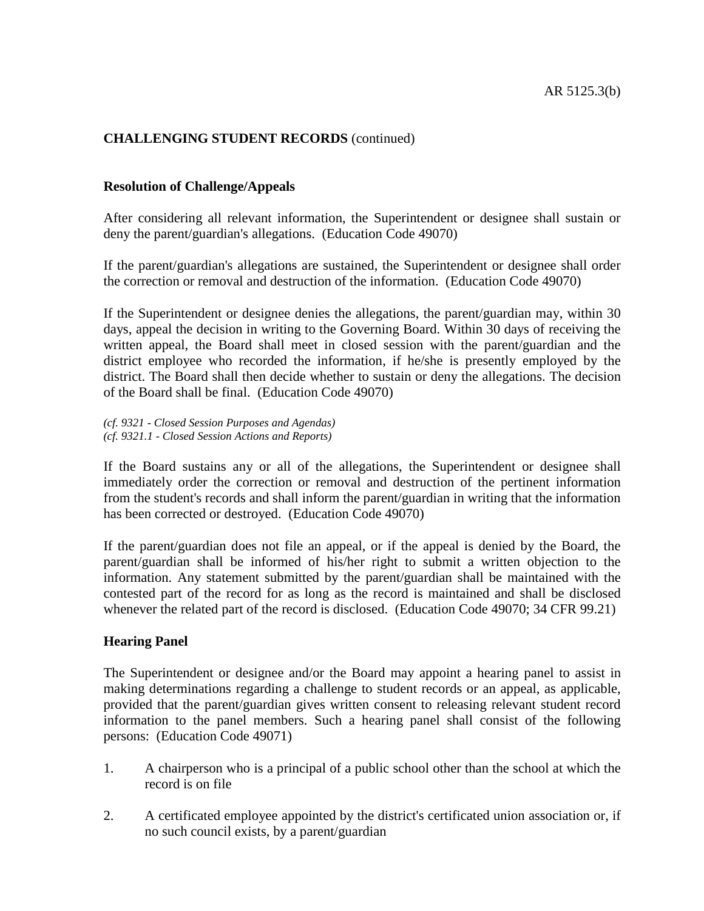**CHALLENGING STUDENT RECORDS** (continued)

**Resolution of Challenge/Appeals**

After considering all relevant information, the Superintendent or designee shall sustain or deny the parent/guardian's allegations. (Education Code 49070)

If the parent/guardian's allegations are sustained, the Superintendent or designee shall order the correction or removal and destruction of the information. (Education Code 49070)

If the Superintendent or designee denies the allegations, the parent/guardian may, within 30 days, appeal the decision in writing to the Governing Board. Within 30 days of receiving the written appeal, the Board shall meet in closed session with the parent/guardian and the district employee who recorded the information, if he/she is presently employed by the district. The Board shall then decide whether to sustain or deny the allegations. The decision of the Board shall be final. (Education Code 49070)

*(cf. 9321 - Closed Session Purposes and Agendas)*
*(cf. 9321.1 - Closed Session Actions and Reports)*

If the Board sustains any or all of the allegations, the Superintendent or designee shall immediately order the correction or removal and destruction of the pertinent information from the student's records and shall inform the parent/guardian in writing that the information has been corrected or destroyed. (Education Code 49070)

If the parent/guardian does not file an appeal, or if the appeal is denied by the Board, the parent/guardian shall be informed of his/her right to submit a written objection to the information. Any statement submitted by the parent/guardian shall be maintained with the contested part of the record for as long as the record is maintained and shall be disclosed whenever the related part of the record is disclosed. (Education Code 49070; 34 CFR 99.21)

**Hearing Panel**

The Superintendent or designee and/or the Board may appoint a hearing panel to assist in making determinations regarding a challenge to student records or an appeal, as applicable, provided that the parent/guardian gives written consent to releasing relevant student record information to the panel members. Such a hearing panel shall consist of the following persons: (Education Code 49071)

1. A chairperson who is a principal of a public school other than the school at which the record is on file

2. A certificated employee appointed by the district's certificated union association or, if no such council exists, by a parent/guardian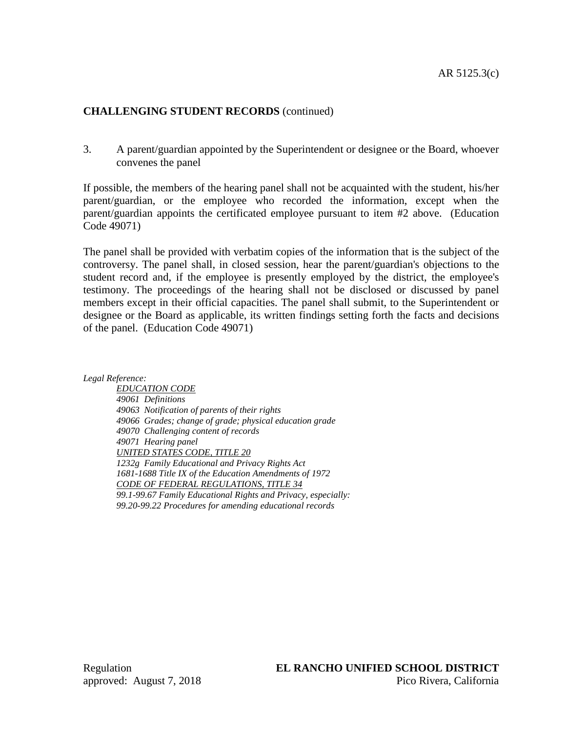**CHALLENGING STUDENT RECORDS** (continued)

3. A parent/guardian appointed by the Superintendent or designee or the Board, whoever convenes the panel

If possible, the members of the hearing panel shall not be acquainted with the student, his/her parent/guardian, or the employee who recorded the information, except when the parent/guardian appoints the certificated employee pursuant to item #2 above. (Education Code 49071)

The panel shall be provided with verbatim copies of the information that is the subject of the controversy. The panel shall, in closed session, hear the parent/guardian's objections to the student record and, if the employee is presently employed by the district, the employee's testimony. The proceedings of the hearing shall not be disclosed or discussed by panel members except in their official capacities. The panel shall submit, to the Superintendent or designee or the Board as applicable, its written findings setting forth the facts and decisions of the panel. (Education Code 49071)

*Legal Reference:*

*EDUCATION CODE*
*49061 Definitions*
*49063 Notification of parents of their rights*
*49066 Grades; change of grade; physical education grade*
*49070 Challenging content of records*
*49071 Hearing panel*
*UNITED STATES CODE, TITLE 20*
*1232g Family Educational and Privacy Rights Act*
*1681-1688 Title IX of the Education Amendments of 1972*
*CODE OF FEDERAL REGULATIONS, TITLE 34*
*99.1-99.67 Family Educational Rights and Privacy, especially:*
*99.20-99.22 Procedures for amending educational records*

Regulation approved: August 7, 2018

**EL RANCHO UNIFIED SCHOOL DISTRICT**
Pico Rivera, California